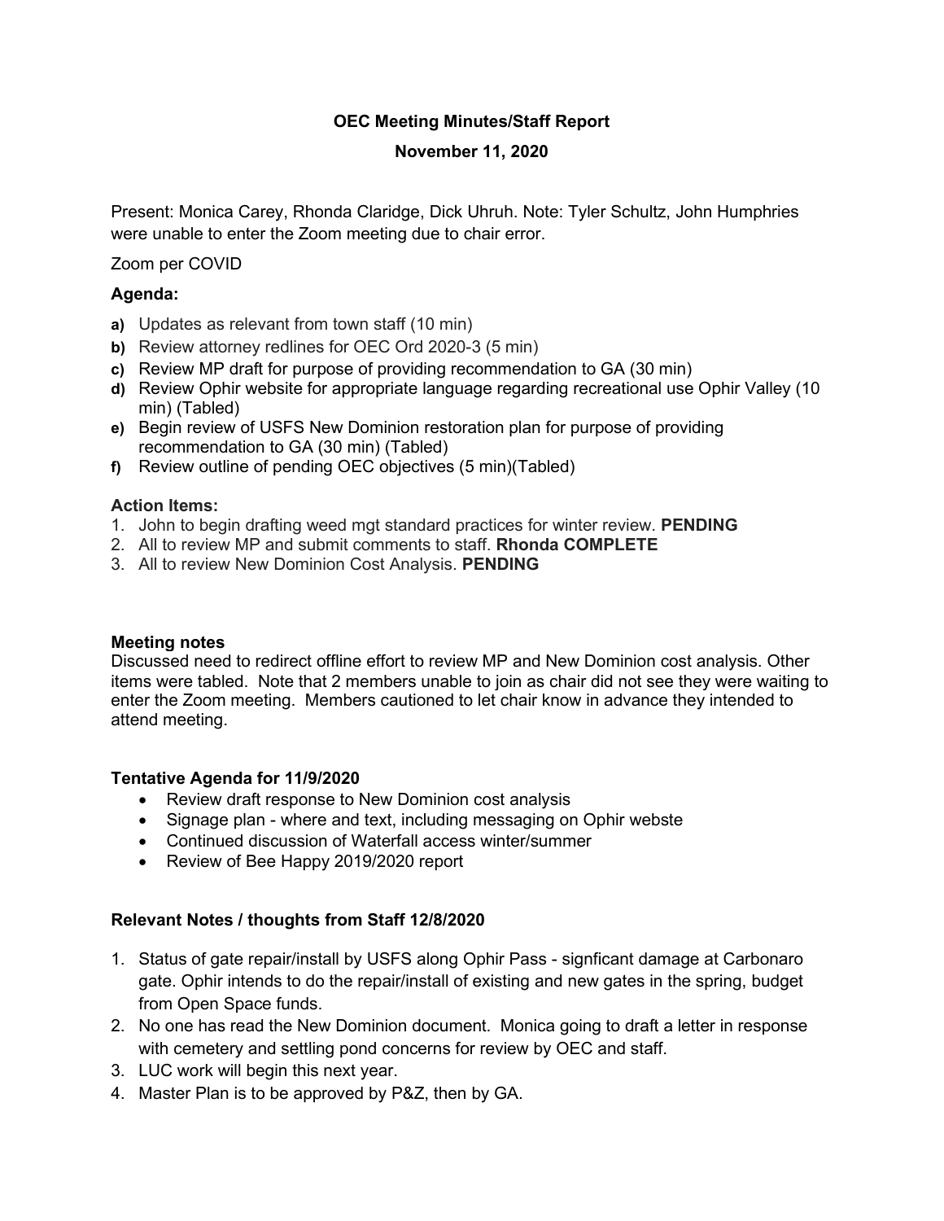# OEC Meeting Minutes/Staff Report

**November 11, 2020**

Present: Monica Carey, Rhonda Claridge, Dick Uhruh. Note: Tyler Schultz, John Humphries were unable to enter the Zoom meeting due to chair error.

Zoom per COVID

### Agenda:

- **a)** Updates as relevant from town staff (10 min)
- **b)** Review attorney redlines for OEC Ord 2020-3 (5 min)
- **c)** Review MP draft for purpose of providing recommendation to GA (30 min)
- **d)** Review Ophir website for appropriate language regarding recreational use Ophir Valley (10 min) (Tabled)
- **e)** Begin review of USFS New Dominion restoration plan for purpose of providing recommendation to GA (30 min) (Tabled)
- **f)** Review outline of pending OEC objectives (5 min)(Tabled)

### Action Items:

1. John to begin drafting weed mgt standard practices for winter review. **PENDING**
2. All to review MP and submit comments to staff. **Rhonda COMPLETE**
3. All to review New Dominion Cost Analysis. **PENDING**

### Meeting notes

Discussed need to redirect offline effort to review MP and New Dominion cost analysis. Other items were tabled. Note that 2 members unable to join as chair did not see they were waiting to enter the Zoom meeting. Members cautioned to let chair know in advance they intended to attend meeting.

### Tentative Agenda for 11/9/2020

- Review draft response to New Dominion cost analysis
- Signage plan - where and text, including messaging on Ophir webste
- Continued discussion of Waterfall access winter/summer
- Review of Bee Happy 2019/2020 report

### Relevant Notes / thoughts from Staff 12/8/2020

1. Status of gate repair/install by USFS along Ophir Pass - signficant damage at Carbonaro gate. Ophir intends to do the repair/install of existing and new gates in the spring, budget from Open Space funds.
2. No one has read the New Dominion document. Monica going to draft a letter in response with cemetery and settling pond concerns for review by OEC and staff.
3. LUC work will begin this next year.
4. Master Plan is to be approved by P&Z, then by GA.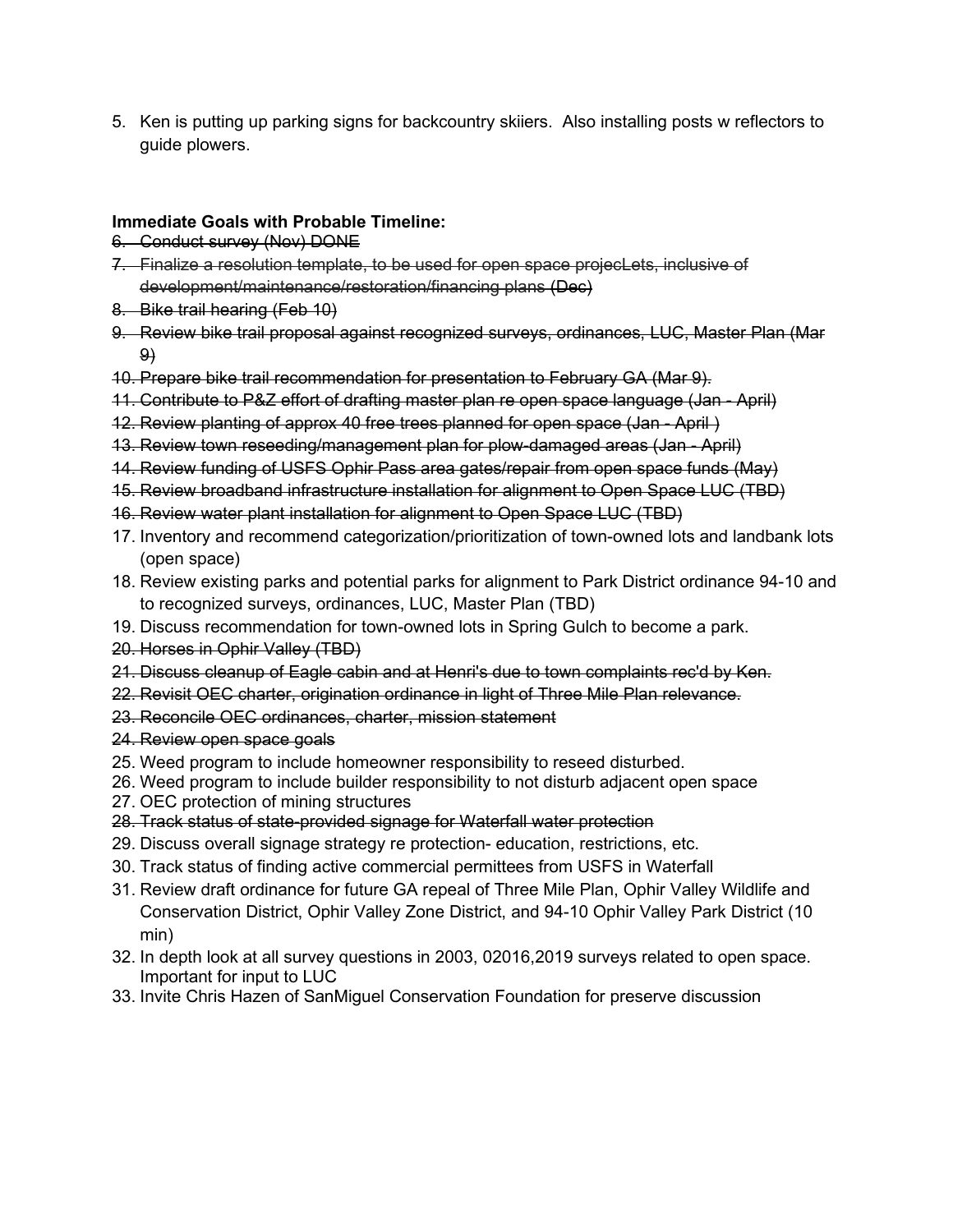5. Ken is putting up parking signs for backcountry skiiers. Also installing posts w reflectors to guide plowers.

**Immediate Goals with Probable Timeline:**

6. ~~Conduct survey (Nov) DONE~~
7. ~~Finalize a resolution template, to be used for open space projecLets, inclusive of development/maintenance/restoration/financing plans (Dec)~~
8. ~~Bike trail hearing (Feb 10)~~
9. ~~Review bike trail proposal against recognized surveys, ordinances, LUC, Master Plan (Mar 9)~~
10. ~~Prepare bike trail recommendation for presentation to February GA (Mar 9).~~
11. ~~Contribute to P&Z effort of drafting master plan re open space language (Jan - April)~~
12. ~~Review planting of approx 40 free trees planned for open space (Jan - April )~~
13. ~~Review town reseeding/management plan for plow-damaged areas (Jan - April)~~
14. ~~Review funding of USFS Ophir Pass area gates/repair from open space funds (May)~~
15. ~~Review broadband infrastructure installation for alignment to Open Space LUC (TBD)~~
16. ~~Review water plant installation for alignment to Open Space LUC (TBD)~~
17. Inventory and recommend categorization/prioritization of town-owned lots and landbank lots (open space)
18. Review existing parks and potential parks for alignment to Park District ordinance 94-10 and to recognized surveys, ordinances, LUC, Master Plan (TBD)
19. Discuss recommendation for town-owned lots in Spring Gulch to become a park.
20. ~~Horses in Ophir Valley (TBD)~~
21. ~~Discuss cleanup of Eagle cabin and at Henri's due to town complaints rec'd by Ken.~~
22. ~~Revisit OEC charter, origination ordinance in light of Three Mile Plan relevance.~~
23. ~~Reconcile OEC ordinances, charter, mission statement~~
24. ~~Review open space goals~~
25. Weed program to include homeowner responsibility to reseed disturbed.
26. Weed program to include builder responsibility to not disturb adjacent open space
27. OEC protection of mining structures
28. ~~Track status of state-provided signage for Waterfall water protection~~
29. Discuss overall signage strategy re protection- education, restrictions, etc.
30. Track status of finding active commercial permittees from USFS in Waterfall
31. Review draft ordinance for future GA repeal of Three Mile Plan, Ophir Valley Wildlife and Conservation District, Ophir Valley Zone District, and 94-10 Ophir Valley Park District (10 min)
32. In depth look at all survey questions in 2003, 02016,2019 surveys related to open space. Important for input to LUC
33. Invite Chris Hazen of SanMiguel Conservation Foundation for preserve discussion